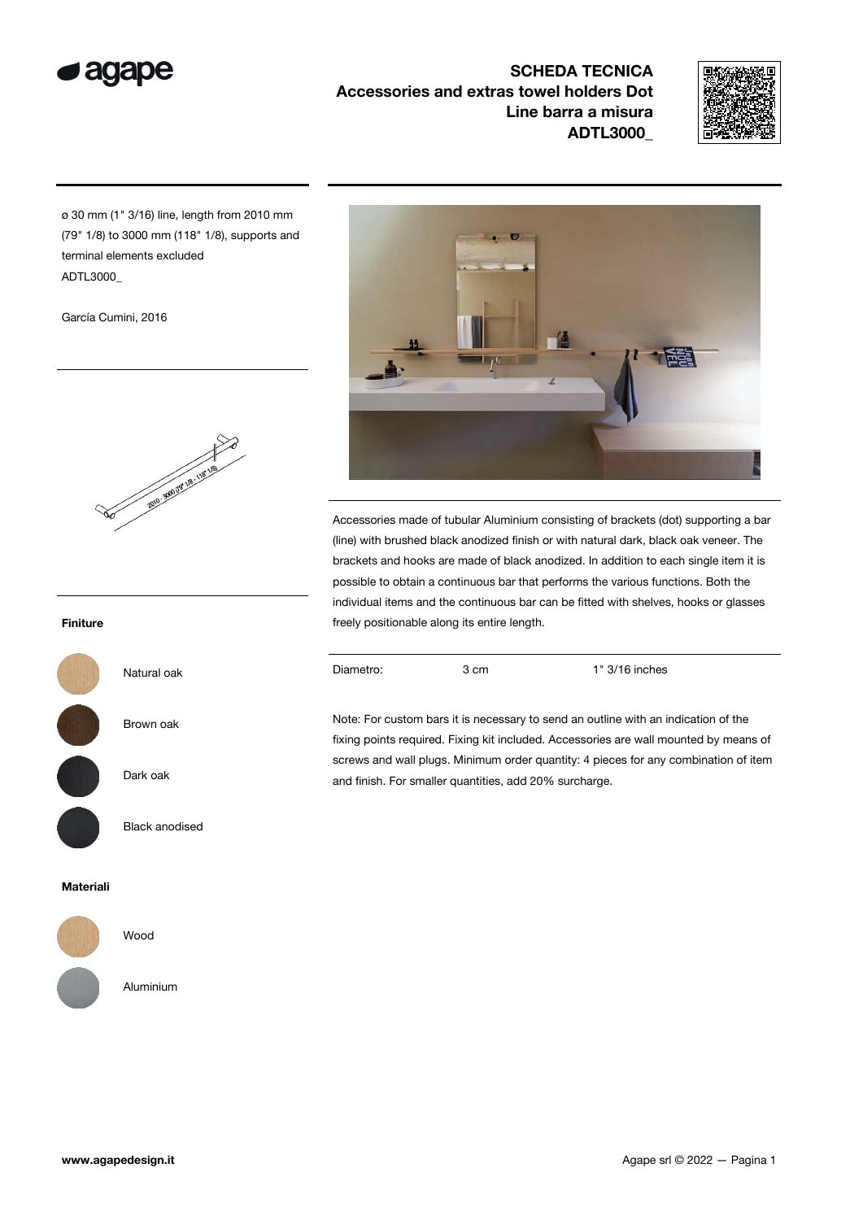# SCHEDA TECNICA

## Accessories and extras towel holders Dot Line barra a misura

## ADTL3000_

ø 30 mm (1" 3/16) line, length from 2010 mm (79" 1/8) to 3000 mm (118" 1/8), supports and terminal elements excluded
ADTL3000_

García Cumini, 2016

**Finiture**

Natural oak

Brown oak

Dark oak

Black anodised

**Materiali**

Wood

Aluminium

Accessories made of tubular Aluminium consisting of brackets (dot) supporting a bar (line) with brushed black anodized finish or with natural dark, black oak veneer. The brackets and hooks are made of black anodized. In addition to each single item it is possible to obtain a continuous bar that performs the various functions. Both the individual items and the continuous bar can be fitted with shelves, hooks or glasses freely positionable along its entire length.

| Diametro: | 3 cm | 1" 3/16 inches |
|---|---|---|

Note: For custom bars it is necessary to send an outline with an indication of the fixing points required. Fixing kit included. Accessories are wall mounted by means of screws and wall plugs. Minimum order quantity: 4 pieces for any combination of item and finish. For smaller quantities, add 20% surcharge.

www.agapedesign.it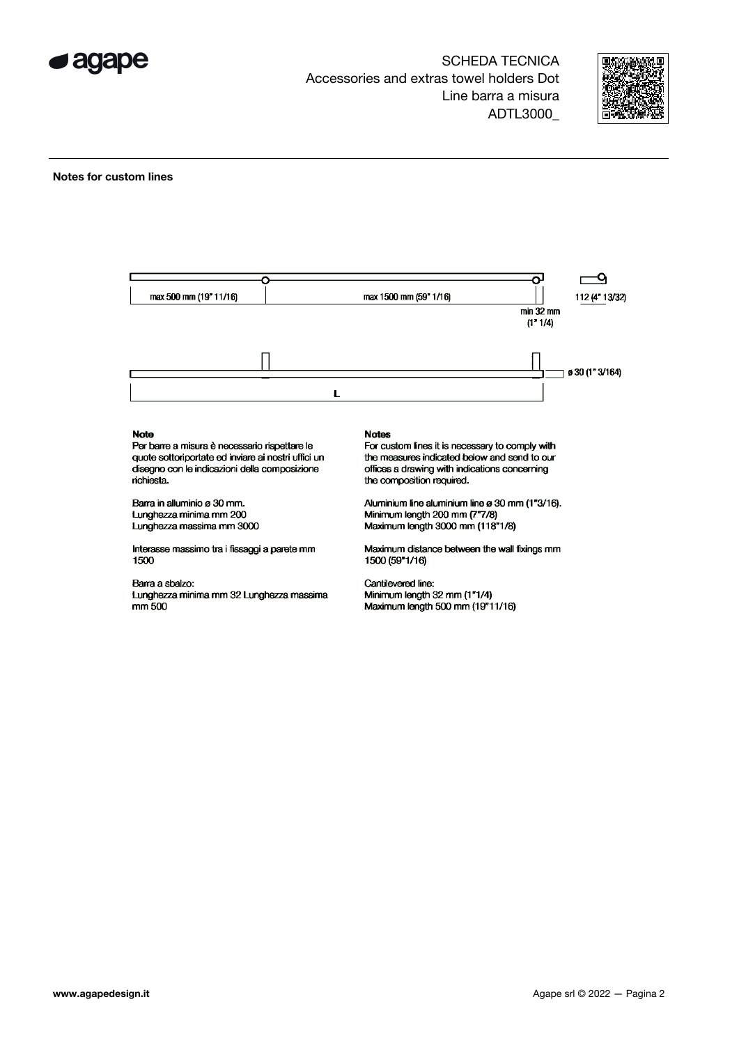**Notes for custom lines**

max 500 mm (19" 11/16)

max 1500 mm (59" 1/16)

min 32 mm (1" 1/4)

112 (4" 13/32)

ø 30 (1" 3/164)

L

**Note**

Per barre a misura è necessario rispettare le quote sottoriportate ed inviare ai nostri uffici un disegno con le indicazioni della composizione richiesta.

Barra in alluminio ø 30 mm.
Lunghezza minima mm 200
Lunghezza massima mm 3000

Interasse massimo tra i fissaggi a parete mm 1500

Barra a sbalzo:
Lunghezza minima mm 32 Lunghezza massima mm 500

**Notes**

For custom lines it is necessary to comply with the measures indicated below and send to our offices a drawing with indications concerning the composition required.

Aluminium line aluminium line ø 30 mm (1"3/16).
Minimum length 200 mm (7"7/8)
Maximum length 3000 mm (118"1/8)

Maximum distance between the wall fixings mm 1500 (59"1/16)

Cantilevered line:
Minimum length 32 mm (1"1/4)
Maximum length 500 mm (19"11/16)